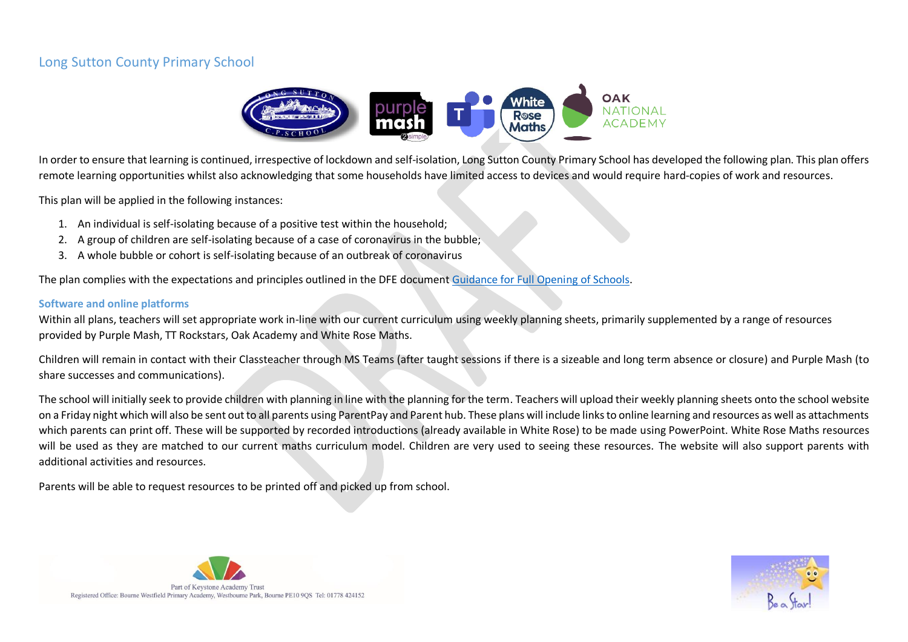# Long Sutton County Primary School

In order to ensure that learning is continued, irrespective of lockdown and self-isolation, Long Sutton County Primary School has developed the following plan. This plan offers remote learning opportunities whilst also acknowledging that some households have limited access to devices and would require hard-copies of work and resources.

This plan will be applied in the following instances:

1. An individual is self-isolating because of a positive test within the household;
2. A group of children are self-isolating because of a case of coronavirus in the bubble;
3. A whole bubble or cohort is self-isolating because of an outbreak of coronavirus

The plan complies with the expectations and principles outlined in the DFE document [Guidance for Full Opening of Schools](Guidance for Full Opening of Schools).

## Software and online platforms

Within all plans, teachers will set appropriate work in-line with our current curriculum using weekly planning sheets, primarily supplemented by a range of resources provided by Purple Mash, TT Rockstars, Oak Academy and White Rose Maths.

Children will remain in contact with their Classteacher through MS Teams (after taught sessions if there is a sizeable and long term absence or closure) and Purple Mash (to share successes and communications).

The school will initially seek to provide children with planning in line with the planning for the term. Teachers will upload their weekly planning sheets onto the school website on a Friday night which will also be sent out to all parents using ParentPay and Parent hub. These plans will include links to online learning and resources as well as attachments which parents can print off. These will be supported by recorded introductions (already available in White Rose) to be made using PowerPoint. White Rose Maths resources will be used as they are matched to our current maths curriculum model. Children are very used to seeing these resources. The website will also support parents with additional activities and resources.

Parents will be able to request resources to be printed off and picked up from school.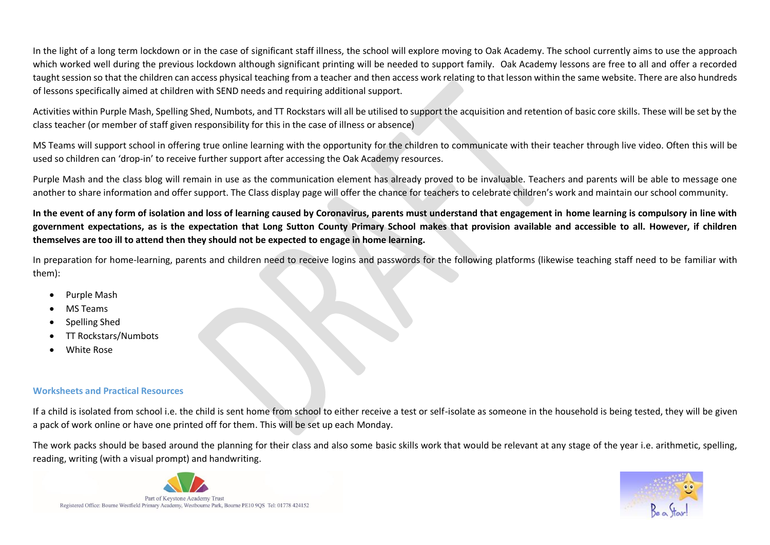In the light of a long term lockdown or in the case of significant staff illness, the school will explore moving to Oak Academy. The school currently aims to use the approach which worked well during the previous lockdown although significant printing will be needed to support family. Oak Academy lessons are free to all and offer a recorded taught session so that the children can access physical teaching from a teacher and then access work relating to that lesson within the same website. There are also hundreds of lessons specifically aimed at children with SEND needs and requiring additional support.

Activities within Purple Mash, Spelling Shed, Numbots, and TT Rockstars will all be utilised to support the acquisition and retention of basic core skills. These will be set by the class teacher (or member of staff given responsibility for this in the case of illness or absence)

MS Teams will support school in offering true online learning with the opportunity for the children to communicate with their teacher through live video. Often this will be used so children can 'drop-in' to receive further support after accessing the Oak Academy resources.

Purple Mash and the class blog will remain in use as the communication element has already proved to be invaluable. Teachers and parents will be able to message one another to share information and offer support. The Class display page will offer the chance for teachers to celebrate children's work and maintain our school community.

**In the event of any form of isolation and loss of learning caused by Coronavirus, parents must understand that engagement in home learning is compulsory in line with government expectations, as is the expectation that Long Sutton County Primary School makes that provision available and accessible to all. However, if children themselves are too ill to attend then they should not be expected to engage in home learning.**

In preparation for home-learning, parents and children need to receive logins and passwords for the following platforms (likewise teaching staff need to be familiar with them):

- Purple Mash
- MS Teams
- Spelling Shed
- TT Rockstars/Numbots
- White Rose

### Worksheets and Practical Resources

If a child is isolated from school i.e. the child is sent home from school to either receive a test or self-isolate as someone in the household is being tested, they will be given a pack of work online or have one printed off for them. This will be set up each Monday.

The work packs should be based around the planning for their class and also some basic skills work that would be relevant at any stage of the year i.e. arithmetic, spelling, reading, writing (with a visual prompt) and handwriting.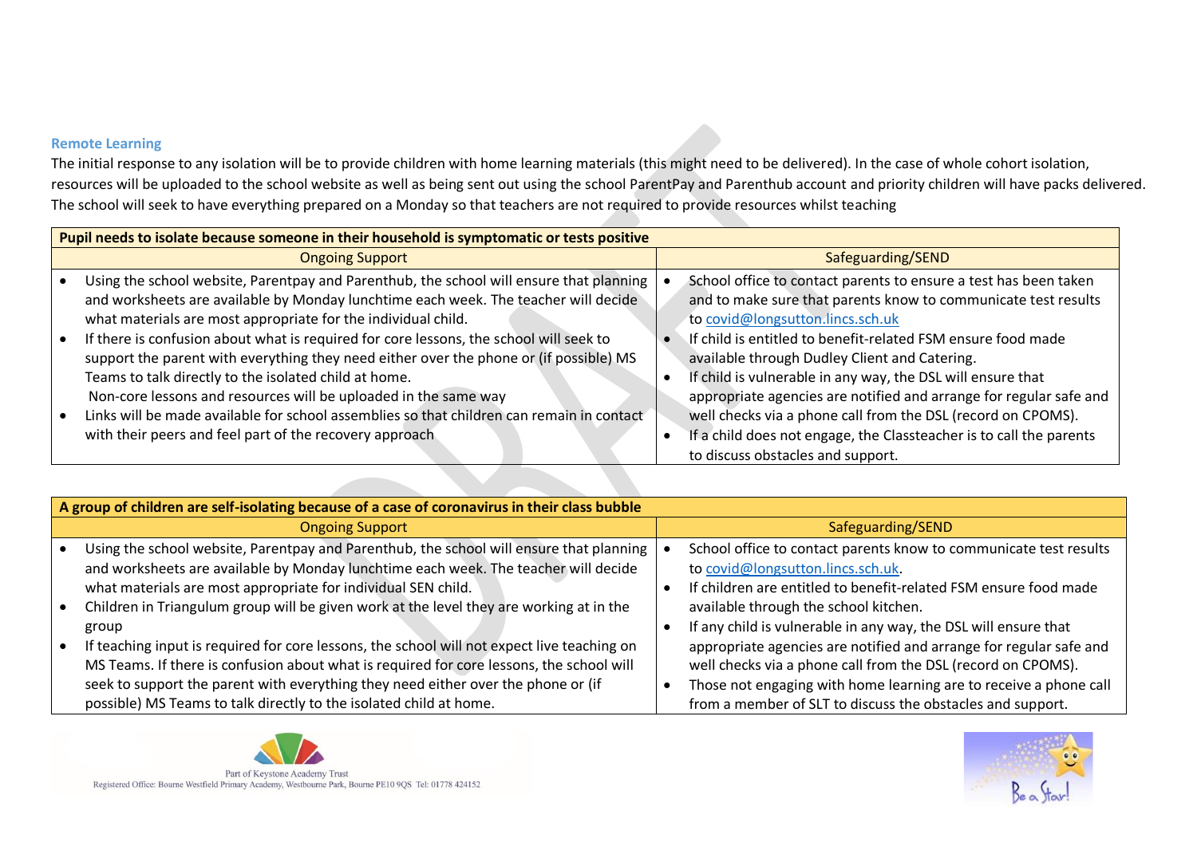### Remote Learning

The initial response to any isolation will be to provide children with home learning materials (this might need to be delivered). In the case of whole cohort isolation, resources will be uploaded to the school website as well as being sent out using the school ParentPay and Parenthub account and priority children will have packs delivered. The school will seek to have everything prepared on a Monday so that teachers are not required to provide resources whilst teaching

| **Pupil needs to isolate because someone in their household is symptomatic or tests positive** | |
|---|---|
| Ongoing Support | Safeguarding/SEND |
| • Using the school website, Parentpay and Parenthub, the school will ensure that planning and worksheets are available by Monday lunchtime each week. The teacher will decide what materials are most appropriate for the individual child.<br>• If there is confusion about what is required for core lessons, the school will seek to support the parent with everything they need either over the phone or (if possible) MS Teams to talk directly to the isolated child at home.<br>Non-core lessons and resources will be uploaded in the same way<br>• Links will be made available for school assemblies so that children can remain in contact with their peers and feel part of the recovery approach | • School office to contact parents to ensure a test has been taken and to make sure that parents know to communicate test results to covid@longsutton.lincs.sch.uk<br>• If child is entitled to benefit-related FSM ensure food made available through Dudley Client and Catering.<br>• If child is vulnerable in any way, the DSL will ensure that appropriate agencies are notified and arrange for regular safe and well checks via a phone call from the DSL (record on CPOMS).<br>• If a child does not engage, the Classteacher is to call the parents to discuss obstacles and support. |

| **A group of children are self-isolating because of a case of coronavirus in their class bubble** | |
|---|---|
| Ongoing Support | Safeguarding/SEND |
| • Using the school website, Parentpay and Parenthub, the school will ensure that planning and worksheets are available by Monday lunchtime each week. The teacher will decide what materials are most appropriate for individual SEN child.<br>• Children in Triangulum group will be given work at the level they are working at in the group<br>• If teaching input is required for core lessons, the school will not expect live teaching on MS Teams. If there is confusion about what is required for core lessons, the school will seek to support the parent with everything they need either over the phone or (if possible) MS Teams to talk directly to the isolated child at home. | • School office to contact parents know to communicate test results to covid@longsutton.lincs.sch.uk.<br>• If children are entitled to benefit-related FSM ensure food made available through the school kitchen.<br>• If any child is vulnerable in any way, the DSL will ensure that appropriate agencies are notified and arrange for regular safe and well checks via a phone call from the DSL (record on CPOMS).<br>• Those not engaging with home learning are to receive a phone call from a member of SLT to discuss the obstacles and support. |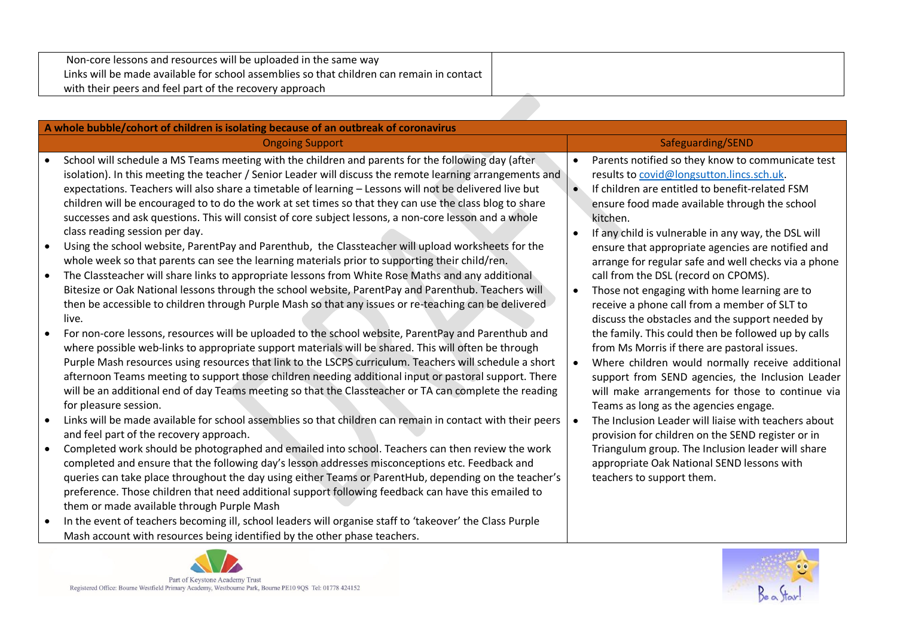| Non-core lessons and resources will be uploaded in the same way<br>Links will be made available for school assemblies so that children can remain in contact with their peers and feel part of the recovery approach | |
|---|---|

| A whole bubble/cohort of children is isolating because of an outbreak of coronavirus | |
|---|---|
| **Ongoing Support** | **Safeguarding/SEND** |
| • School will schedule a MS Teams meeting with the children and parents for the following day (after isolation). In this meeting the teacher / Senior Leader will discuss the remote learning arrangements and expectations. Teachers will also share a timetable of learning – Lessons will not be delivered live but children will be encouraged to to do the work at set times so that they can use the class blog to share successes and ask questions. This will consist of core subject lessons, a non-core lesson and a whole class reading session per day.<br>• Using the school website, ParentPay and Parenthub, the Classteacher will upload worksheets for the whole week so that parents can see the learning materials prior to supporting their child/ren.<br>• The Classteacher will share links to appropriate lessons from White Rose Maths and any additional Bitesize or Oak National lessons through the school website, ParentPay and Parenthub. Teachers will then be accessible to children through Purple Mash so that any issues or re-teaching can be delivered live.<br>• For non-core lessons, resources will be uploaded to the school website, ParentPay and Parenthub and where possible web-links to appropriate support materials will be shared. This will often be through Purple Mash resources using resources that link to the LSCPS curriculum. Teachers will schedule a short afternoon Teams meeting to support those children needing additional input or pastoral support. There will be an additional end of day Teams meeting so that the Classteacher or TA can complete the reading for pleasure session.<br>• Links will be made available for school assemblies so that children can remain in contact with their peers and feel part of the recovery approach.<br>• Completed work should be photographed and emailed into school. Teachers can then review the work completed and ensure that the following day's lesson addresses misconceptions etc. Feedback and queries can take place throughout the day using either Teams or ParentHub, depending on the teacher's preference. Those children that need additional support following feedback can have this emailed to them or made available through Purple Mash<br>• In the event of teachers becoming ill, school leaders will organise staff to 'takeover' the Class Purple Mash account with resources being identified by the other phase teachers. | • Parents notified so they know to communicate test results to covid@longsutton.lincs.sch.uk.<br>• If children are entitled to benefit-related FSM ensure food made available through the school kitchen.<br>• If any child is vulnerable in any way, the DSL will ensure that appropriate agencies are notified and arrange for regular safe and well checks via a phone call from the DSL (record on CPOMS).<br>• Those not engaging with home learning are to receive a phone call from a member of SLT to discuss the obstacles and the support needed by the family. This could then be followed up by calls from Ms Morris if there are pastoral issues.<br>• Where children would normally receive additional support from SEND agencies, the Inclusion Leader will make arrangements for those to continue via Teams as long as the agencies engage.<br>• The Inclusion Leader will liaise with teachers about provision for children on the SEND register or in Triangulum group. The Inclusion leader will share appropriate Oak National SEND lessons with teachers to support them. |